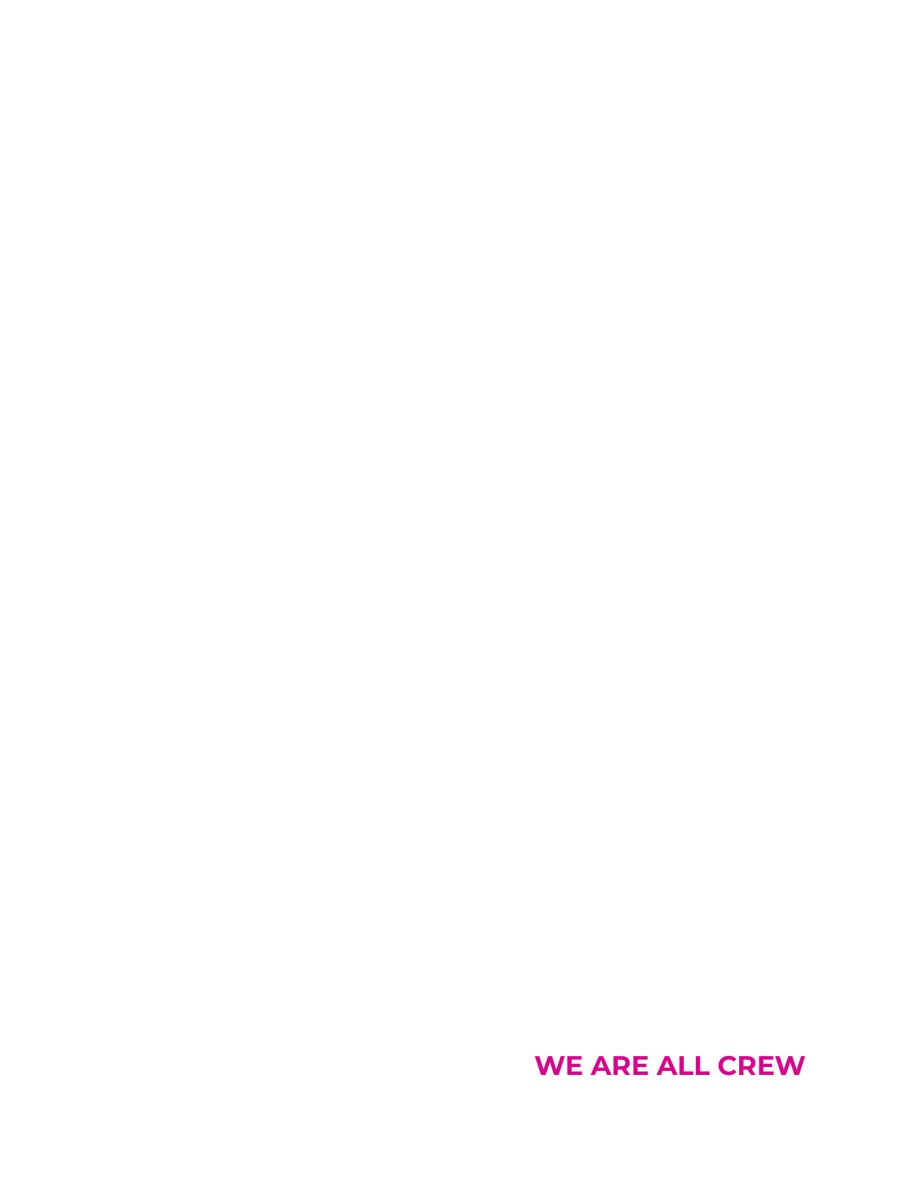**WE ARE ALL CREW**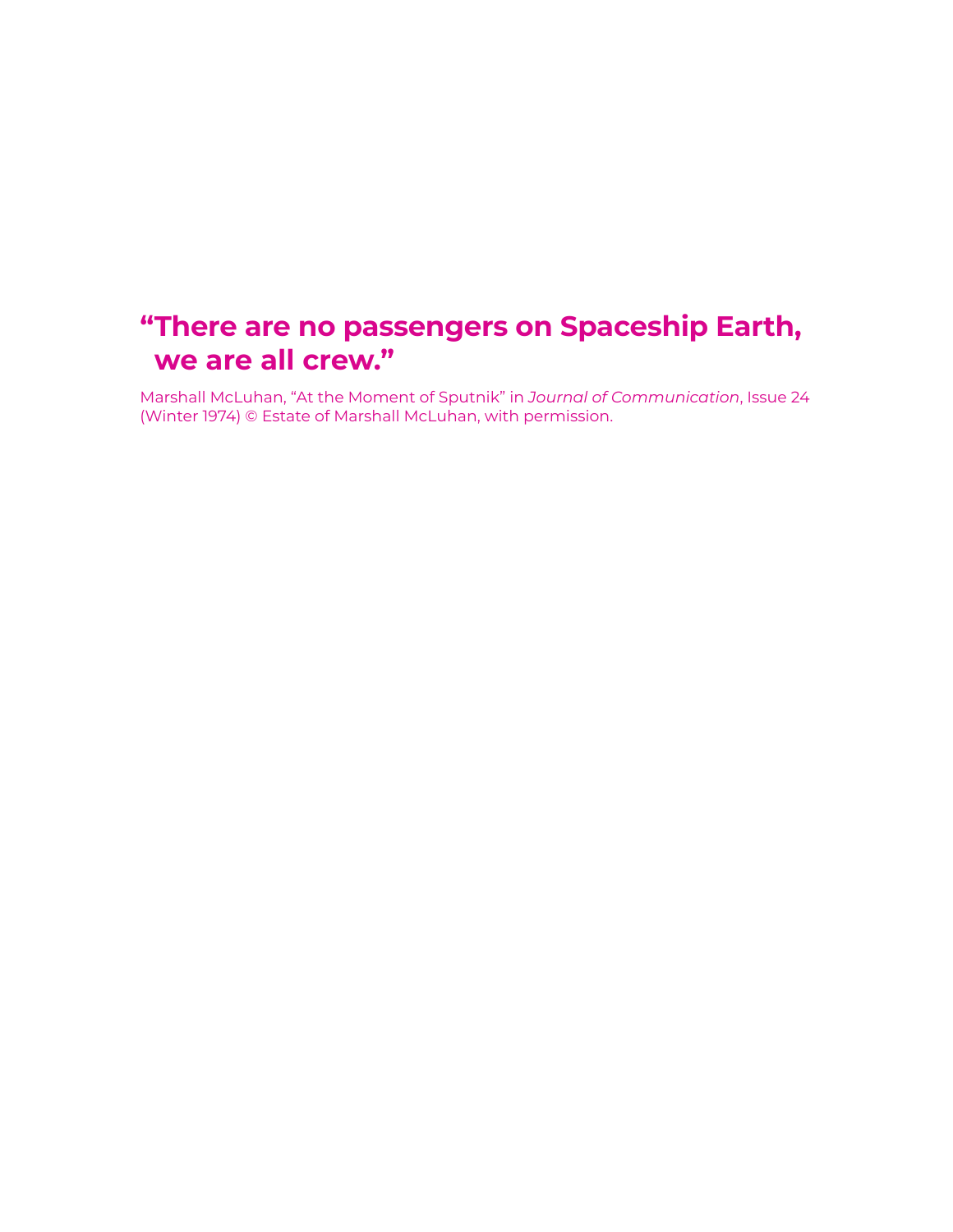**“There are no passengers on Spaceship Earth, we are all crew.”**

Marshall McLuhan, “At the Moment of Sputnik” in *Journal of Communication*, Issue 24 (Winter 1974) © Estate of Marshall McLuhan, with permission.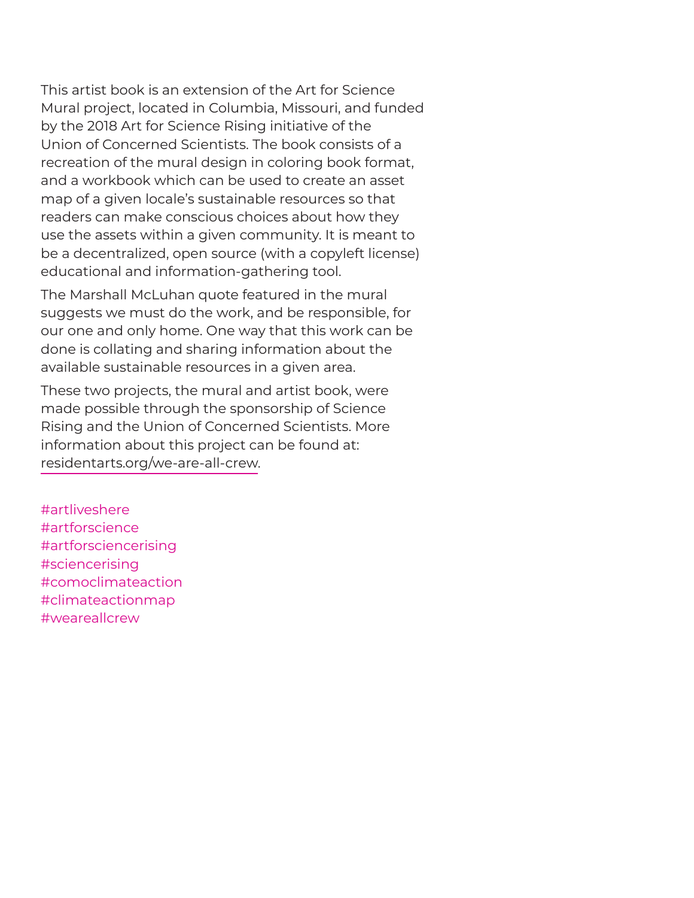This artist book is an extension of the Art for Science Mural project, located in Columbia, Missouri, and funded by the 2018 Art for Science Rising initiative of the Union of Concerned Scientists. The book consists of a recreation of the mural design in coloring book format, and a workbook which can be used to create an asset map of a given locale's sustainable resources so that readers can make conscious choices about how they use the assets within a given community. It is meant to be a decentralized, open source (with a copyleft license) educational and information-gathering tool.

The Marshall McLuhan quote featured in the mural suggests we must do the work, and be responsible, for our one and only home. One way that this work can be done is collating and sharing information about the available sustainable resources in a given area.

These two projects, the mural and artist book, were made possible through the sponsorship of Science Rising and the Union of Concerned Scientists. More information about this project can be found at: residentarts.org/we-are-all-crew.

#artliveshere
#artforscience
#artforsciencerising
#sciencerising
#comoclimateaction
#climateactionmap
#weareallcrew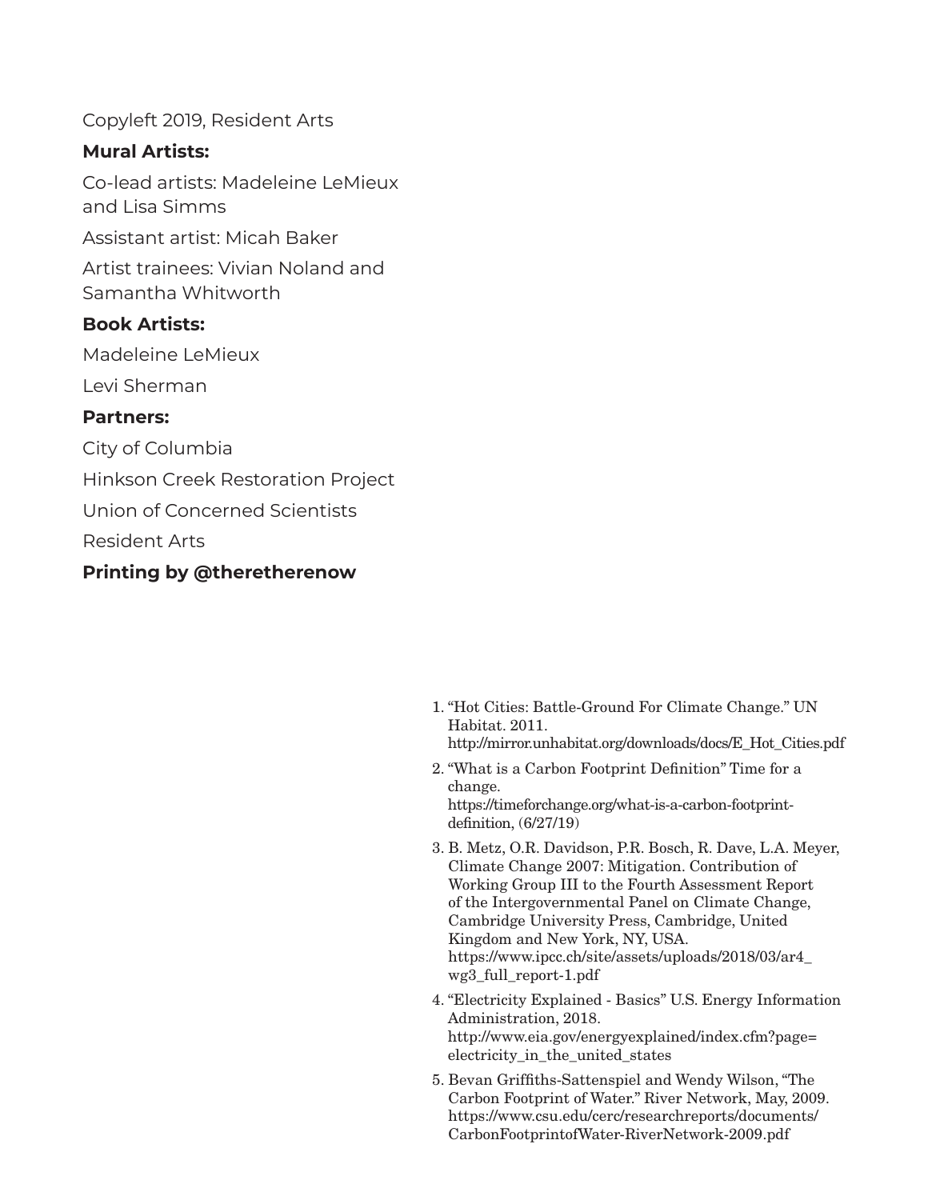Copyleft 2019, Resident Arts

**Mural Artists:**

Co-lead artists: Madeleine LeMieux and Lisa Simms

Assistant artist: Micah Baker

Artist trainees: Vivian Noland and Samantha Whitworth

**Book Artists:**

Madeleine LeMieux

Levi Sherman

**Partners:**

City of Columbia

Hinkson Creek Restoration Project

Union of Concerned Scientists

Resident Arts

**Printing by @theretherenow**

1. "Hot Cities: Battle-Ground For Climate Change." UN Habitat. 2011. http://mirror.unhabitat.org/downloads/docs/E_Hot_Cities.pdf
2. "What is a Carbon Footprint Definition" Time for a change. https://timeforchange.org/what-is-a-carbon-footprint-definition, (6/27/19)
3. B. Metz, O.R. Davidson, P.R. Bosch, R. Dave, L.A. Meyer, Climate Change 2007: Mitigation. Contribution of Working Group III to the Fourth Assessment Report of the Intergovernmental Panel on Climate Change, Cambridge University Press, Cambridge, United Kingdom and New York, NY, USA. https://www.ipcc.ch/site/assets/uploads/2018/03/ar4_wg3_full_report-1.pdf
4. "Electricity Explained - Basics" U.S. Energy Information Administration, 2018. http://www.eia.gov/energyexplained/index.cfm?page=electricity_in_the_united_states
5. Bevan Griffiths-Sattenspiel and Wendy Wilson, "The Carbon Footprint of Water." River Network, May, 2009. https://www.csu.edu/cerc/researchreports/documents/CarbonFootprintofWater-RiverNetwork-2009.pdf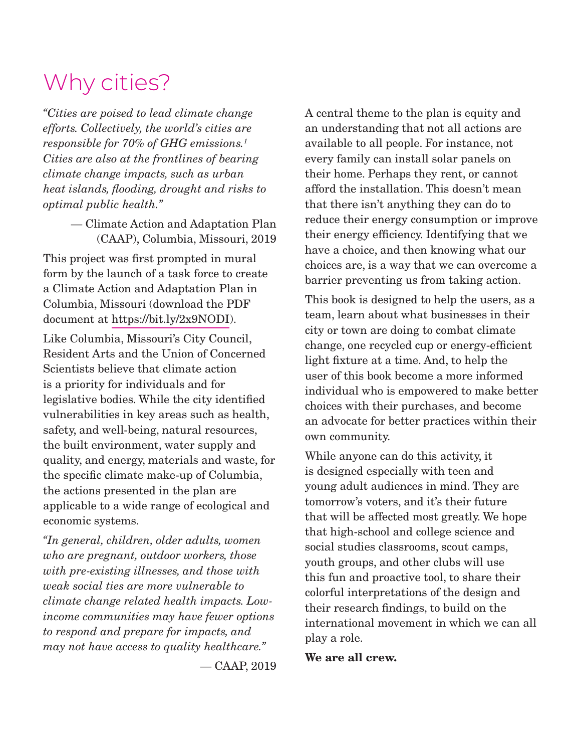# Why cities?

*"Cities are poised to lead climate change efforts. Collectively, the world's cities are responsible for 70% of GHG emissions.[1] Cities are also at the frontlines of bearing climate change impacts, such as urban heat islands, flooding, drought and risks to optimal public health."*

— Climate Action and Adaptation Plan (CAAP), Columbia, Missouri, 2019

This project was first prompted in mural form by the launch of a task force to create a Climate Action and Adaptation Plan in Columbia, Missouri (download the PDF document at https://bit.ly/2x9NODI).

Like Columbia, Missouri's City Council, Resident Arts and the Union of Concerned Scientists believe that climate action is a priority for individuals and for legislative bodies. While the city identified vulnerabilities in key areas such as health, safety, and well-being, natural resources, the built environment, water supply and quality, and energy, materials and waste, for the specific climate make-up of Columbia, the actions presented in the plan are applicable to a wide range of ecological and economic systems.

*"In general, children, older adults, women who are pregnant, outdoor workers, those with pre-existing illnesses, and those with weak social ties are more vulnerable to climate change related health impacts. Low-income communities may have fewer options to respond and prepare for impacts, and may not have access to quality healthcare."*

— CAAP, 2019

A central theme to the plan is equity and an understanding that not all actions are available to all people. For instance, not every family can install solar panels on their home. Perhaps they rent, or cannot afford the installation. This doesn't mean that there isn't anything they can do to reduce their energy consumption or improve their energy efficiency. Identifying that we have a choice, and then knowing what our choices are, is a way that we can overcome a barrier preventing us from taking action.

This book is designed to help the users, as a team, learn about what businesses in their city or town are doing to combat climate change, one recycled cup or energy-efficient light fixture at a time. And, to help the user of this book become a more informed individual who is empowered to make better choices with their purchases, and become an advocate for better practices within their own community.

While anyone can do this activity, it is designed especially with teen and young adult audiences in mind. They are tomorrow's voters, and it's their future that will be affected most greatly. We hope that high-school and college science and social studies classrooms, scout camps, youth groups, and other clubs will use this fun and proactive tool, to share their colorful interpretations of the design and their research findings, to build on the international movement in which we can all play a role.

**We are all crew.**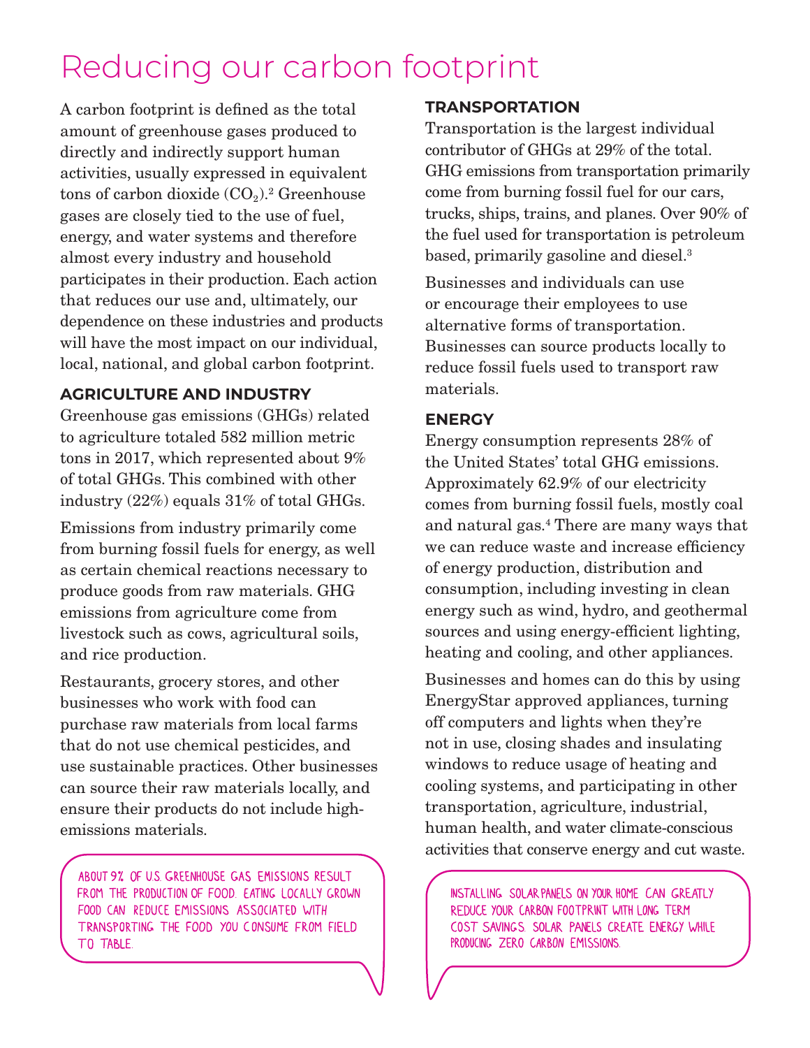# Reducing our carbon footprint

A carbon footprint is defined as the total amount of greenhouse gases produced to directly and indirectly support human activities, usually expressed in equivalent tons of carbon dioxide ($CO_2$).[2] Greenhouse gases are closely tied to the use of fuel, energy, and water systems and therefore almost every industry and household participates in their production. Each action that reduces our use and, ultimately, our dependence on these industries and products will have the most impact on our individual, local, national, and global carbon footprint.

## AGRICULTURE AND INDUSTRY

Greenhouse gas emissions (GHGs) related to agriculture totaled 582 million metric tons in 2017, which represented about 9% of total GHGs. This combined with other industry (22%) equals 31% of total GHGs.

Emissions from industry primarily come from burning fossil fuels for energy, as well as certain chemical reactions necessary to produce goods from raw materials. GHG emissions from agriculture come from livestock such as cows, agricultural soils, and rice production.

Restaurants, grocery stores, and other businesses who work with food can purchase raw materials from local farms that do not use chemical pesticides, and use sustainable practices. Other businesses can source their raw materials locally, and ensure their products do not include high-emissions materials.

ABOUT 9% OF U.S. GREENHOUSE GAS EMISSIONS RESULT FROM THE PRODUCTION OF FOOD. EATING LOCALLY GROWN FOOD CAN REDUCE EMISSIONS ASSOCIATED WITH TRANSPORTING THE FOOD YOU CONSUME FROM FIELD TO TABLE.

## TRANSPORTATION

Transportation is the largest individual contributor of GHGs at 29% of the total. GHG emissions from transportation primarily come from burning fossil fuel for our cars, trucks, ships, trains, and planes. Over 90% of the fuel used for transportation is petroleum based, primarily gasoline and diesel.[3]

Businesses and individuals can use or encourage their employees to use alternative forms of transportation. Businesses can source products locally to reduce fossil fuels used to transport raw materials.

## ENERGY

Energy consumption represents 28% of the United States' total GHG emissions. Approximately 62.9% of our electricity comes from burning fossil fuels, mostly coal and natural gas.[4] There are many ways that we can reduce waste and increase efficiency of energy production, distribution and consumption, including investing in clean energy such as wind, hydro, and geothermal sources and using energy-efficient lighting, heating and cooling, and other appliances.

Businesses and homes can do this by using EnergyStar approved appliances, turning off computers and lights when they're not in use, closing shades and insulating windows to reduce usage of heating and cooling systems, and participating in other transportation, agriculture, industrial, human health, and water climate-conscious activities that conserve energy and cut waste.

INSTALLING SOLAR PANELS ON YOUR HOME CAN GREATLY REDUCE YOUR CARBON FOOTPRINT WITH LONG TERM COST SAVINGS. SOLAR PANELS CREATE ENERGY WHILE PRODUCING ZERO CARBON EMISSIONS.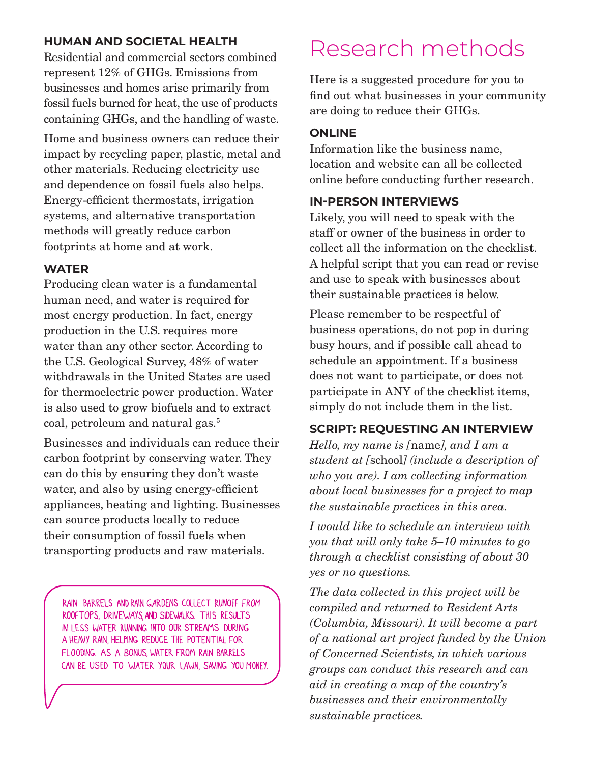### HUMAN AND SOCIETAL HEALTH

Residential and commercial sectors combined represent 12% of GHGs. Emissions from businesses and homes arise primarily from fossil fuels burned for heat, the use of products containing GHGs, and the handling of waste.

Home and business owners can reduce their impact by recycling paper, plastic, metal and other materials. Reducing electricity use and dependence on fossil fuels also helps. Energy-efficient thermostats, irrigation systems, and alternative transportation methods will greatly reduce carbon footprints at home and at work.

### WATER

Producing clean water is a fundamental human need, and water is required for most energy production. In fact, energy production in the U.S. requires more water than any other sector. According to the U.S. Geological Survey, 48% of water withdrawals in the United States are used for thermoelectric power production. Water is also used to grow biofuels and to extract coal, petroleum and natural gas.[5]

Businesses and individuals can reduce their carbon footprint by conserving water. They can do this by ensuring they don't waste water, and also by using energy-efficient appliances, heating and lighting. Businesses can source products locally to reduce their consumption of fossil fuels when transporting products and raw materials.

RAIN BARRELS AND RAIN GARDENS COLLECT RUNOFF FROM ROOFTOPS, DRIVEWAYS, AND SIDEWALKS. THIS RESULTS IN LESS WATER RUNNING INTO OUR STREAMS DURING A HEAVY RAIN, HELPING REDUCE THE POTENTIAL FOR FLOODING. AS A BONUS, WATER FROM RAIN BARRELS CAN BE USED TO WATER YOUR LAWN, SAVING YOU MONEY.

# Research methods

Here is a suggested procedure for you to find out what businesses in your community are doing to reduce their GHGs.

### ONLINE

Information like the business name, location and website can all be collected online before conducting further research.

### IN-PERSON INTERVIEWS

Likely, you will need to speak with the staff or owner of the business in order to collect all the information on the checklist. A helpful script that you can read or revise and use to speak with businesses about their sustainable practices is below.

Please remember to be respectful of business operations, do not pop in during busy hours, and if possible call ahead to schedule an appointment. If a business does not want to participate, or does not participate in ANY of the checklist items, simply do not include them in the list.

### SCRIPT: REQUESTING AN INTERVIEW

*Hello, my name is [name], and I am a student at [school] (include a description of who you are). I am collecting information about local businesses for a project to map the sustainable practices in this area.*

*I would like to schedule an interview with you that will only take 5–10 minutes to go through a checklist consisting of about 30 yes or no questions.*

*The data collected in this project will be compiled and returned to Resident Arts (Columbia, Missouri). It will become a part of a national art project funded by the Union of Concerned Scientists, in which various groups can conduct this research and can aid in creating a map of the country's businesses and their environmentally sustainable practices.*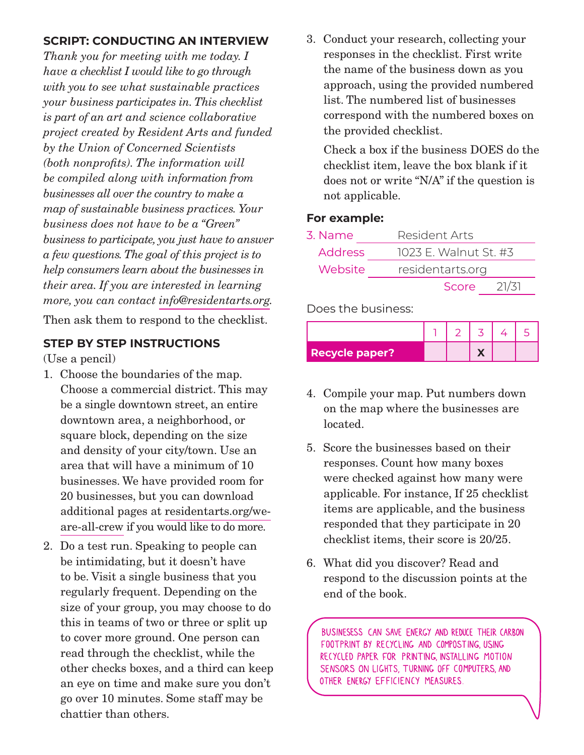## SCRIPT: CONDUCTING AN INTERVIEW

*Thank you for meeting with me today. I have a checklist I would like to go through with you to see what sustainable practices your business participates in. This checklist is part of an art and science collaborative project created by Resident Arts and funded by the Union of Concerned Scientists (both nonprofits). The information will be compiled along with information from businesses all over the country to make a map of sustainable business practices. Your business does not have to be a "Green" business to participate, you just have to answer a few questions. The goal of this project is to help consumers learn about the businesses in their area. If you are interested in learning more, you can contact info@residentarts.org.*

Then ask them to respond to the checklist.

## STEP BY STEP INSTRUCTIONS

(Use a pencil)

1. Choose the boundaries of the map. Choose a commercial district. This may be a single downtown street, an entire downtown area, a neighborhood, or square block, depending on the size and density of your city/town. Use an area that will have a minimum of 10 businesses. We have provided room for 20 businesses, but you can download additional pages at residentarts.org/we-are-all-crew if you would like to do more.
2. Do a test run. Speaking to people can be intimidating, but it doesn't have to be. Visit a single business that you regularly frequent. Depending on the size of your group, you may choose to do this in teams of two or three or split up to cover more ground. One person can read through the checklist, while the other checks boxes, and a third can keep an eye on time and make sure you don't go over 10 minutes. Some staff may be chattier than others.
3. Conduct your research, collecting your responses in the checklist. First write the name of the business down as you approach, using the provided numbered list. The numbered list of businesses correspond with the numbered boxes on the provided checklist.

   Check a box if the business DOES do the checklist item, leave the box blank if it does not or write "N/A" if the question is not applicable.

**For example:**

3. Name Resident Arts
   Address 1023 E. Walnut St. #3
   Website residentarts.org
   Score 21/31

Does the business:

| | 1 | 2 | 3 | 4 | 5 |
|---|---|---|---|---|---|
| **Recycle paper?** | | | X | | |

4. Compile your map. Put numbers down on the map where the businesses are located.
5. Score the businesses based on their responses. Count how many boxes were checked against how many were applicable. For instance, If 25 checklist items are applicable, and the business responded that they participate in 20 checklist items, their score is 20/25.
6. What did you discover? Read and respond to the discussion points at the end of the book.

BUSINESESS CAN SAVE ENERGY AND REDUCE THEIR CARBON FOOTPRINT BY RECYCLING AND COMPOSTING, USING RECYCLED PAPER FOR PRINTING, INSTALLING MOTION SENSORS ON LIGHTS, TURNING OFF COMPUTERS, AND OTHER ENERGY EFFICIENCY MEASURES.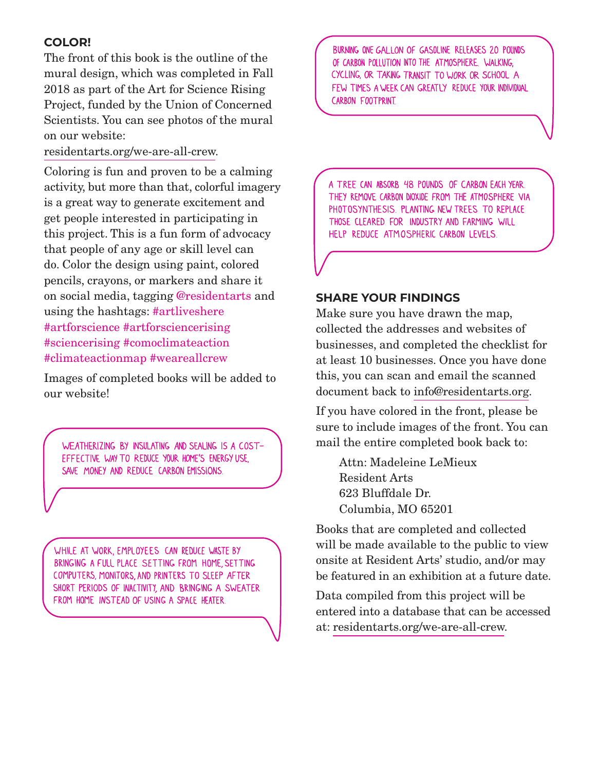## COLOR!

The front of this book is the outline of the mural design, which was completed in Fall 2018 as part of the Art for Science Rising Project, funded by the Union of Concerned Scientists. You can see photos of the mural on our website: residentarts.org/we-are-all-crew.

Coloring is fun and proven to be a calming activity, but more than that, colorful imagery is a great way to generate excitement and get people interested in participating in this project. This is a fun form of advocacy that people of any age or skill level can do. Color the design using paint, colored pencils, crayons, or markers and share it on social media, tagging @residentarts and using the hashtags: #artliveshere #artforscience #artforsciencerising #sciencerising #comoclimateaction #climateactionmap #weareallcrew

Images of completed books will be added to our website!

WEATHERIZING BY INSULATING AND SEALING IS A COST-EFFECTIVE WAY TO REDUCE YOUR HOME'S ENERGY USE, SAVE MONEY AND REDUCE CARBON EMISSIONS.

WHILE AT WORK, EMPLOYEES CAN REDUCE WASTE BY BRINGING A FULL PLACE SETTING FROM HOME, SETTING COMPUTERS, MONITORS, AND PRINTERS TO SLEEP AFTER SHORT PERIODS OF INACTIVITY, AND BRINGING A SWEATER FROM HOME INSTEAD OF USING A SPACE HEATER.

BURNING ONE GALLON OF GASOLINE RELEASES 20 POUNDS OF CARBON POLLUTION INTO THE ATMOSPHERE. WALKING, CYCLING, OR TAKING TRANSIT TO WORK OR SCHOOL A FEW TIMES A WEEK CAN GREATLY REDUCE YOUR INDIVIDUAL CARBON FOOTPRINT.

A TREE CAN ABSORB 48 POUNDS OF CARBON EACH YEAR. THEY REMOVE CARBON DIOXIDE FROM THE ATMOSPHERE VIA PHOTOSYNTHESIS. PLANTING NEW TREES TO REPLACE THOSE CLEARED FOR INDUSTRY AND FARMING WILL HELP REDUCE ATMOSPHERIC CARBON LEVELS.

## SHARE YOUR FINDINGS

Make sure you have drawn the map, collected the addresses and websites of businesses, and completed the checklist for at least 10 businesses. Once you have done this, you can scan and email the scanned document back to info@residentarts.org.

If you have colored in the front, please be sure to include images of the front. You can mail the entire completed book back to:

Attn: Madeleine LeMieux  
Resident Arts  
623 Bluffdale Dr.  
Columbia, MO 65201

Books that are completed and collected will be made available to the public to view onsite at Resident Arts' studio, and/or may be featured in an exhibition at a future date.

Data compiled from this project will be entered into a database that can be accessed at: residentarts.org/we-are-all-crew.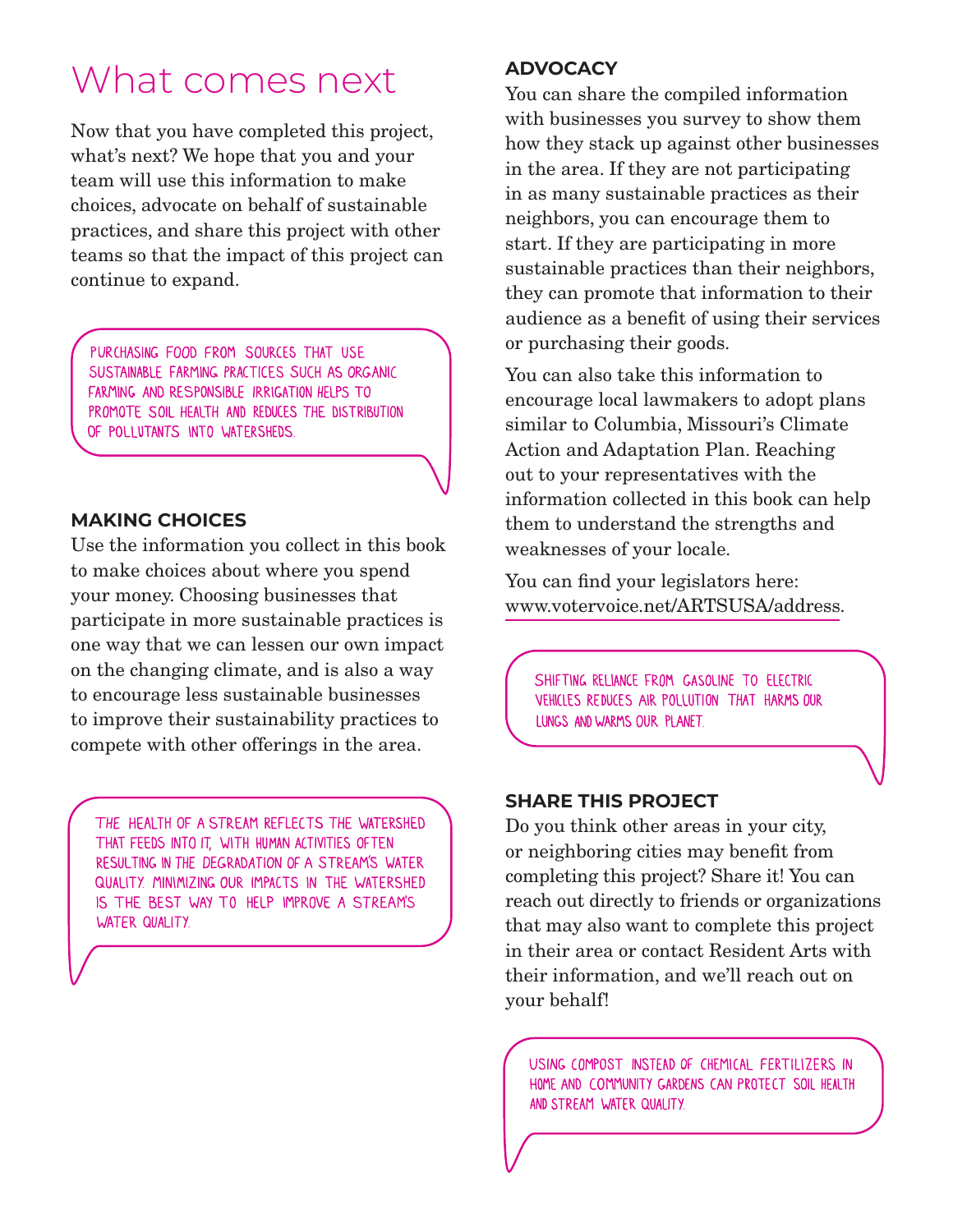# What comes next

Now that you have completed this project, what's next? We hope that you and your team will use this information to make choices, advocate on behalf of sustainable practices, and share this project with other teams so that the impact of this project can continue to expand.

PURCHASING FOOD FROM SOURCES THAT USE SUSTAINABLE FARMING PRACTICES SUCH AS ORGANIC FARMING AND RESPONSIBLE IRRIGATION HELPS TO PROMOTE SOIL HEALTH AND REDUCES THE DISTRIBUTION OF POLLUTANTS INTO WATERSHEDS.

### MAKING CHOICES

Use the information you collect in this book to make choices about where you spend your money. Choosing businesses that participate in more sustainable practices is one way that we can lessen our own impact on the changing climate, and is also a way to encourage less sustainable businesses to improve their sustainability practices to compete with other offerings in the area.

THE HEALTH OF A STREAM REFLECTS THE WATERSHED THAT FEEDS INTO IT, WITH HUMAN ACTIVITIES OFTEN RESULTING IN THE DEGRADATION OF A STREAM'S WATER QUALITY. MINIMIZING OUR IMPACTS IN THE WATERSHED IS THE BEST WAY TO HELP IMPROVE A STREAM'S WATER QUALITY.

### ADVOCACY

You can share the compiled information with businesses you survey to show them how they stack up against other businesses in the area. If they are not participating in as many sustainable practices as their neighbors, you can encourage them to start. If they are participating in more sustainable practices than their neighbors, they can promote that information to their audience as a benefit of using their services or purchasing their goods.

You can also take this information to encourage local lawmakers to adopt plans similar to Columbia, Missouri's Climate Action and Adaptation Plan. Reaching out to your representatives with the information collected in this book can help them to understand the strengths and weaknesses of your locale.

You can find your legislators here: www.votervoice.net/ARTSUSA/address.

SHIFTING RELIANCE FROM GASOLINE TO ELECTRIC VEHICLES REDUCES AIR POLLUTION THAT HARMS OUR LUNGS AND WARMS OUR PLANET.

### SHARE THIS PROJECT

Do you think other areas in your city, or neighboring cities may benefit from completing this project? Share it! You can reach out directly to friends or organizations that may also want to complete this project in their area or contact Resident Arts with their information, and we'll reach out on your behalf!

USING COMPOST INSTEAD OF CHEMICAL FERTILIZERS IN HOME AND COMMUNITY GARDENS CAN PROTECT SOIL HEALTH AND STREAM WATER QUALITY.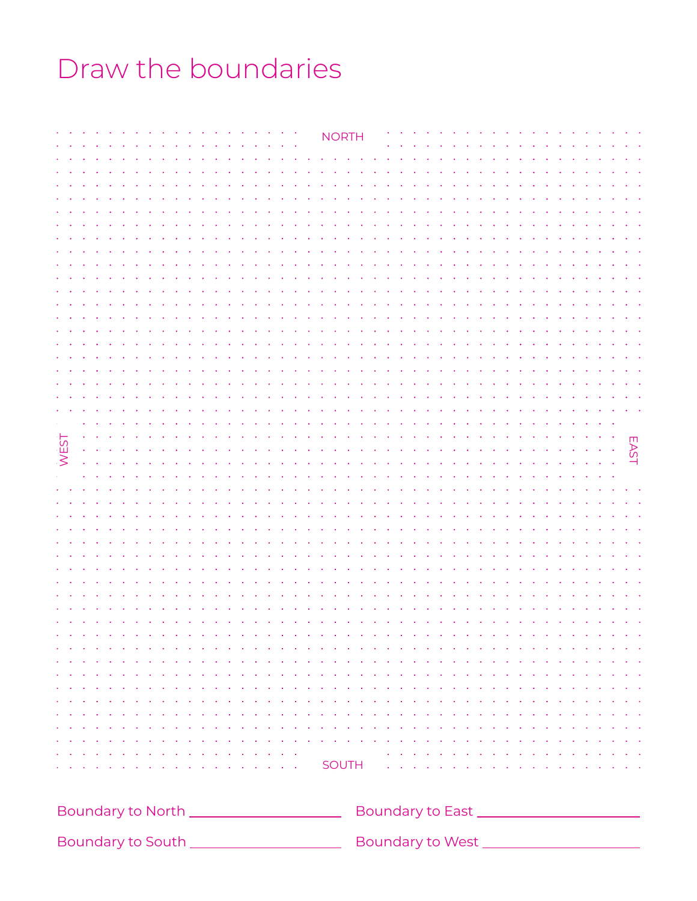# Draw the boundaries

NORTH

WEST

EAST

SOUTH

Boundary to North ____________________

Boundary to East ____________________

Boundary to South ____________________

Boundary to West ____________________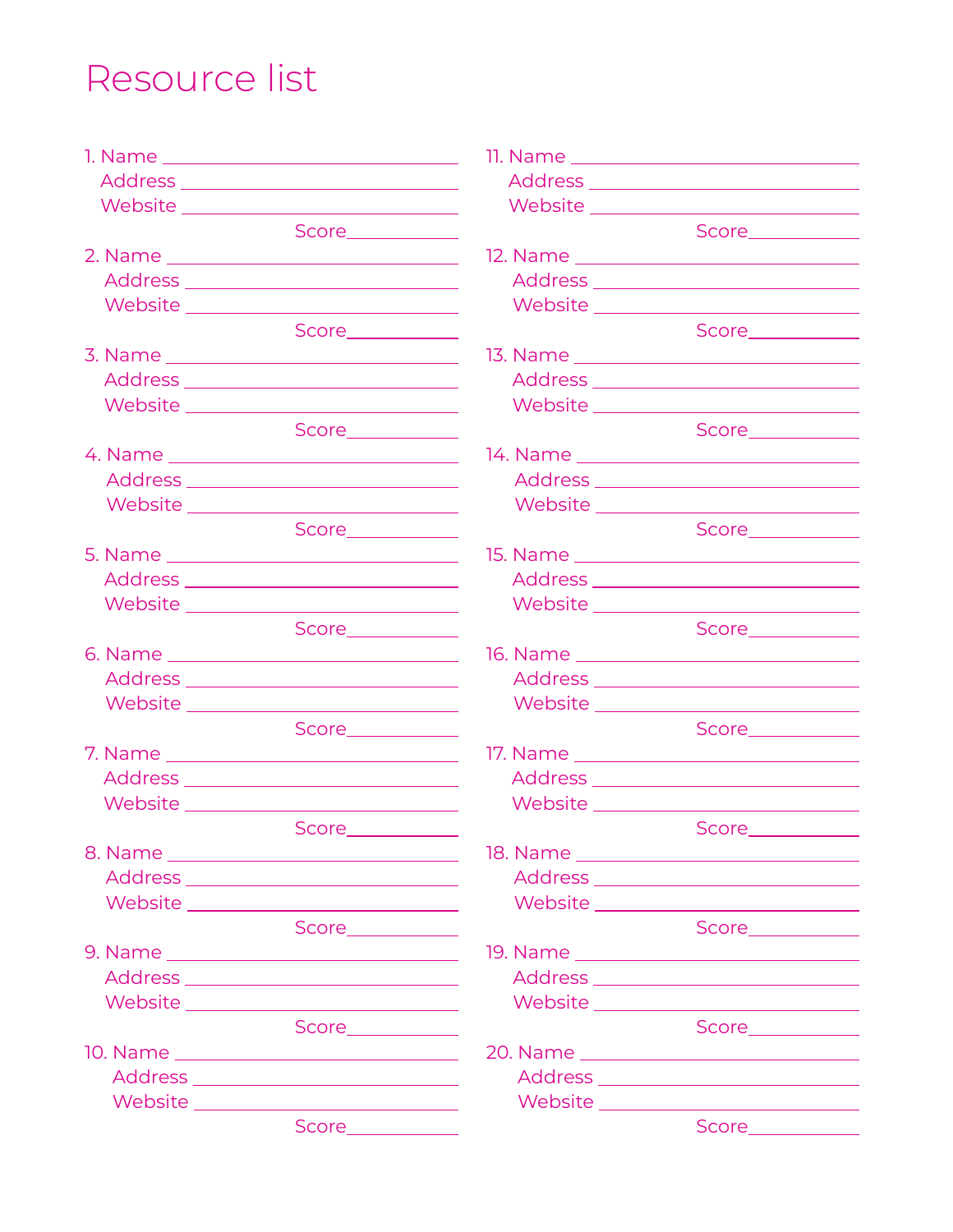# Resource list

1. Name ______________________________
   Address ______________________________
   Website ______________________________
   Score __________

2. Name ______________________________
   Address ______________________________
   Website ______________________________
   Score __________

3. Name ______________________________
   Address ______________________________
   Website ______________________________
   Score __________

4. Name ______________________________
   Address ______________________________
   Website ______________________________
   Score __________

5. Name ______________________________
   Address ______________________________
   Website ______________________________
   Score __________

6. Name ______________________________
   Address ______________________________
   Website ______________________________
   Score __________

7. Name ______________________________
   Address ______________________________
   Website ______________________________
   Score __________

8. Name ______________________________
   Address ______________________________
   Website ______________________________
   Score __________

9. Name ______________________________
   Address ______________________________
   Website ______________________________
   Score __________

10. Name ______________________________
    Address ______________________________
    Website ______________________________
    Score __________

11. Name ______________________________
    Address ______________________________
    Website ______________________________
    Score __________

12. Name ______________________________
    Address ______________________________
    Website ______________________________
    Score __________

13. Name ______________________________
    Address ______________________________
    Website ______________________________
    Score __________

14. Name ______________________________
    Address ______________________________
    Website ______________________________
    Score __________

15. Name ______________________________
    Address ______________________________
    Website ______________________________
    Score __________

16. Name ______________________________
    Address ______________________________
    Website ______________________________
    Score __________

17. Name ______________________________
    Address ______________________________
    Website ______________________________
    Score __________

18. Name ______________________________
    Address ______________________________
    Website ______________________________
    Score __________

19. Name ______________________________
    Address ______________________________
    Website ______________________________
    Score __________

20. Name ______________________________
    Address ______________________________
    Website ______________________________
    Score __________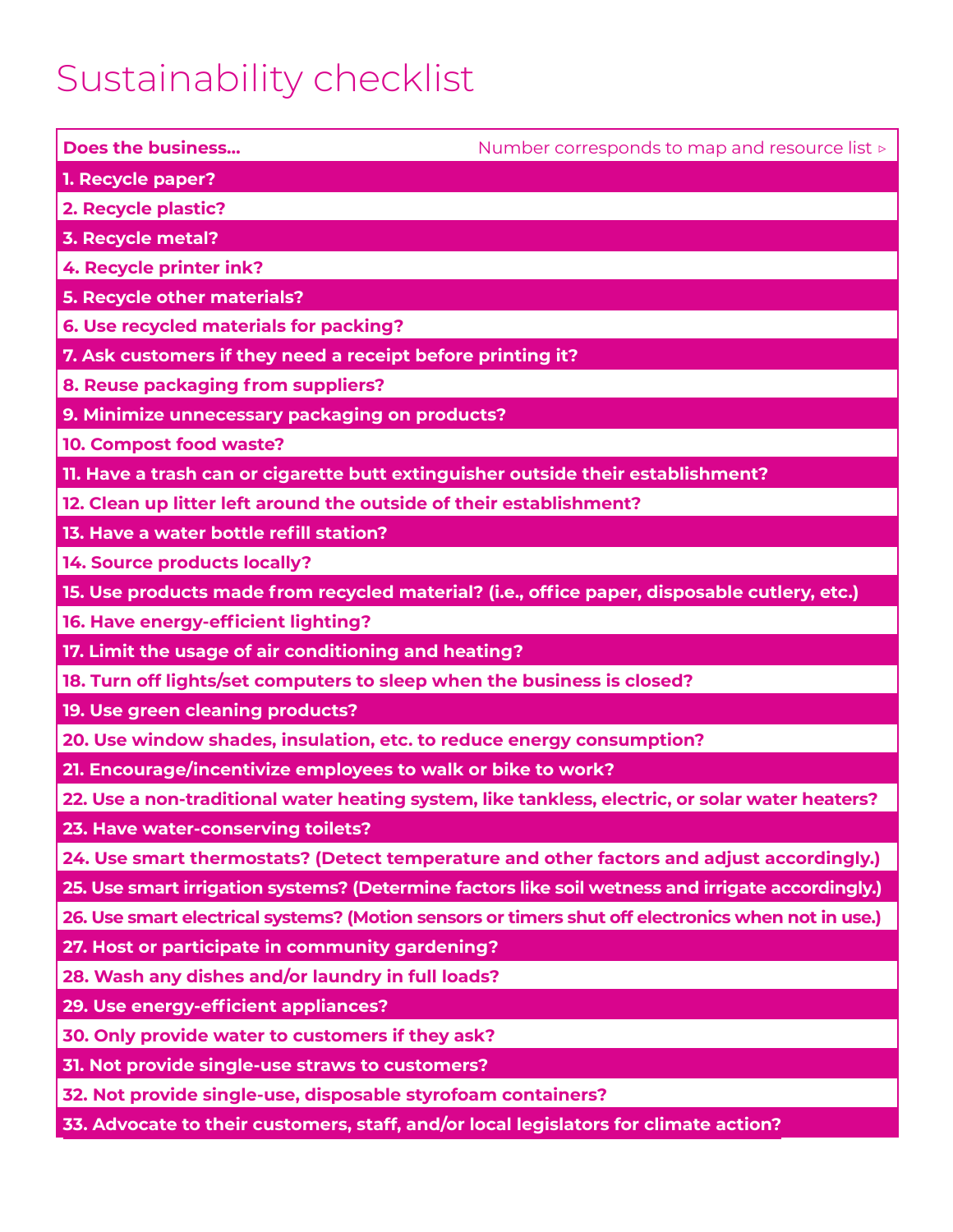# Sustainability checklist

| Does the business... | Number corresponds to map and resource list ▹ |
|---|---|
| **1. Recycle paper?** | |
| **2. Recycle plastic?** | |
| **3. Recycle metal?** | |
| **4. Recycle printer ink?** | |
| **5. Recycle other materials?** | |
| **6. Use recycled materials for packing?** | |
| **7. Ask customers if they need a receipt before printing it?** | |
| **8. Reuse packaging from suppliers?** | |
| **9. Minimize unnecessary packaging on products?** | |
| **10. Compost food waste?** | |
| **11. Have a trash can or cigarette butt extinguisher outside their establishment?** | |
| **12. Clean up litter left around the outside of their establishment?** | |
| **13. Have a water bottle refill station?** | |
| **14. Source products locally?** | |
| **15. Use products made from recycled material? (i.e., office paper, disposable cutlery, etc.)** | |
| **16. Have energy-efficient lighting?** | |
| **17. Limit the usage of air conditioning and heating?** | |
| **18. Turn off lights/set computers to sleep when the business is closed?** | |
| **19. Use green cleaning products?** | |
| **20. Use window shades, insulation, etc. to reduce energy consumption?** | |
| **21. Encourage/incentivize employees to walk or bike to work?** | |
| **22. Use a non-traditional water heating system, like tankless, electric, or solar water heaters?** | |
| **23. Have water-conserving toilets?** | |
| **24. Use smart thermostats? (Detect temperature and other factors and adjust accordingly.)** | |
| **25. Use smart irrigation systems? (Determine factors like soil wetness and irrigate accordingly.)** | |
| **26. Use smart electrical systems? (Motion sensors or timers shut off electronics when not in use.)** | |
| **27. Host or participate in community gardening?** | |
| **28. Wash any dishes and/or laundry in full loads?** | |
| **29. Use energy-efficient appliances?** | |
| **30. Only provide water to customers if they ask?** | |
| **31. Not provide single-use straws to customers?** | |
| **32. Not provide single-use, disposable styrofoam containers?** | |
| **33. Advocate to their customers, staff, and/or local legislators for climate action?** | |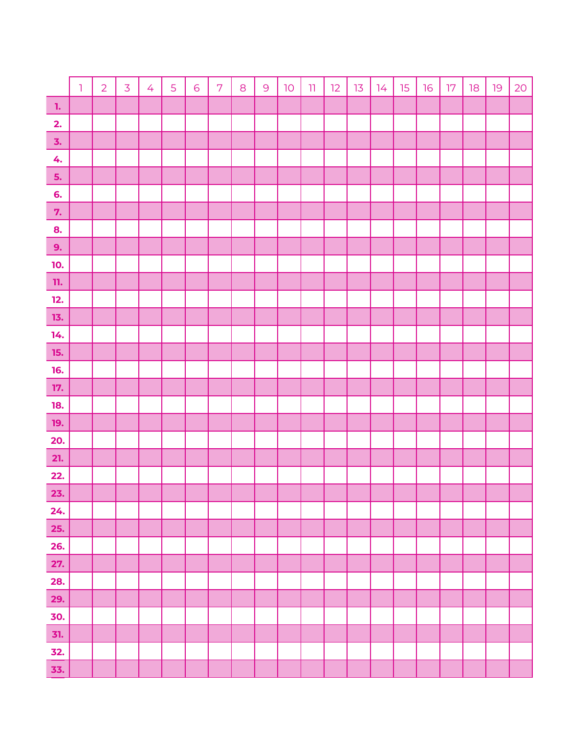| | 1 | 2 | 3 | 4 | 5 | 6 | 7 | 8 | 9 | 10 | 11 | 12 | 13 | 14 | 15 | 16 | 17 | 18 | 19 | 20 |
|---|---|---|---|---|---|---|---|---|---|---|---|---|---|---|---|---|---|---|---|---|
| **1.** | | | | | | | | | | | | | | | | | | | | |
| **2.** | | | | | | | | | | | | | | | | | | | | |
| **3.** | | | | | | | | | | | | | | | | | | | | |
| **4.** | | | | | | | | | | | | | | | | | | | | |
| **5.** | | | | | | | | | | | | | | | | | | | | |
| **6.** | | | | | | | | | | | | | | | | | | | | |
| **7.** | | | | | | | | | | | | | | | | | | | | |
| **8.** | | | | | | | | | | | | | | | | | | | | |
| **9.** | | | | | | | | | | | | | | | | | | | | |
| **10.** | | | | | | | | | | | | | | | | | | | | |
| **11.** | | | | | | | | | | | | | | | | | | | | |
| **12.** | | | | | | | | | | | | | | | | | | | | |
| **13.** | | | | | | | | | | | | | | | | | | | | |
| **14.** | | | | | | | | | | | | | | | | | | | | |
| **15.** | | | | | | | | | | | | | | | | | | | | |
| **16.** | | | | | | | | | | | | | | | | | | | | |
| **17.** | | | | | | | | | | | | | | | | | | | | |
| **18.** | | | | | | | | | | | | | | | | | | | | |
| **19.** | | | | | | | | | | | | | | | | | | | | |
| **20.** | | | | | | | | | | | | | | | | | | | | |
| **21.** | | | | | | | | | | | | | | | | | | | | |
| **22.** | | | | | | | | | | | | | | | | | | | | |
| **23.** | | | | | | | | | | | | | | | | | | | | |
| **24.** | | | | | | | | | | | | | | | | | | | | |
| **25.** | | | | | | | | | | | | | | | | | | | | |
| **26.** | | | | | | | | | | | | | | | | | | | | |
| **27.** | | | | | | | | | | | | | | | | | | | | |
| **28.** | | | | | | | | | | | | | | | | | | | | |
| **29.** | | | | | | | | | | | | | | | | | | | | |
| **30.** | | | | | | | | | | | | | | | | | | | | |
| **31.** | | | | | | | | | | | | | | | | | | | | |
| **32.** | | | | | | | | | | | | | | | | | | | | |
| **33.** | | | | | | | | | | | | | | | | | | | | |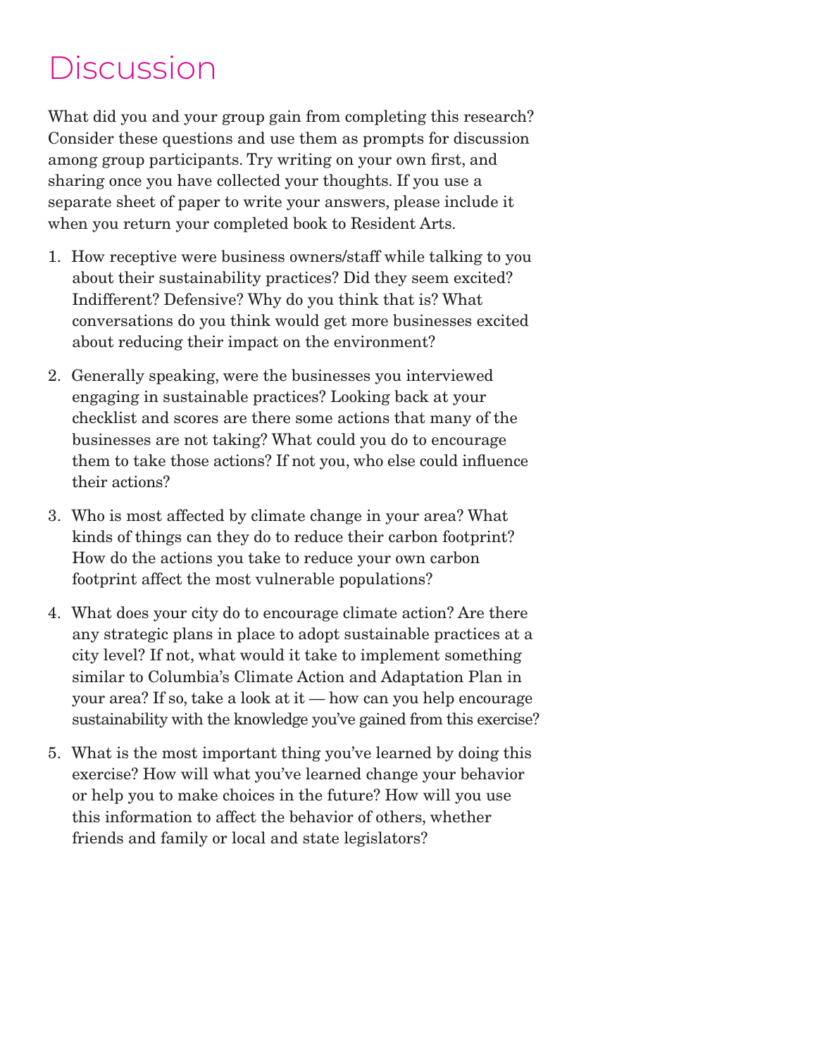# Discussion

What did you and your group gain from completing this research? Consider these questions and use them as prompts for discussion among group participants. Try writing on your own first, and sharing once you have collected your thoughts. If you use a separate sheet of paper to write your answers, please include it when you return your completed book to Resident Arts.

1. How receptive were business owners/staff while talking to you about their sustainability practices? Did they seem excited? Indifferent? Defensive? Why do you think that is? What conversations do you think would get more businesses excited about reducing their impact on the environment?

2. Generally speaking, were the businesses you interviewed engaging in sustainable practices? Looking back at your checklist and scores are there some actions that many of the businesses are not taking? What could you do to encourage them to take those actions? If not you, who else could influence their actions?

3. Who is most affected by climate change in your area? What kinds of things can they do to reduce their carbon footprint? How do the actions you take to reduce your own carbon footprint affect the most vulnerable populations?

4. What does your city do to encourage climate action? Are there any strategic plans in place to adopt sustainable practices at a city level? If not, what would it take to implement something similar to Columbia's Climate Action and Adaptation Plan in your area? If so, take a look at it — how can you help encourage sustainability with the knowledge you've gained from this exercise?

5. What is the most important thing you've learned by doing this exercise? How will what you've learned change your behavior or help you to make choices in the future? How will you use this information to affect the behavior of others, whether friends and family or local and state legislators?